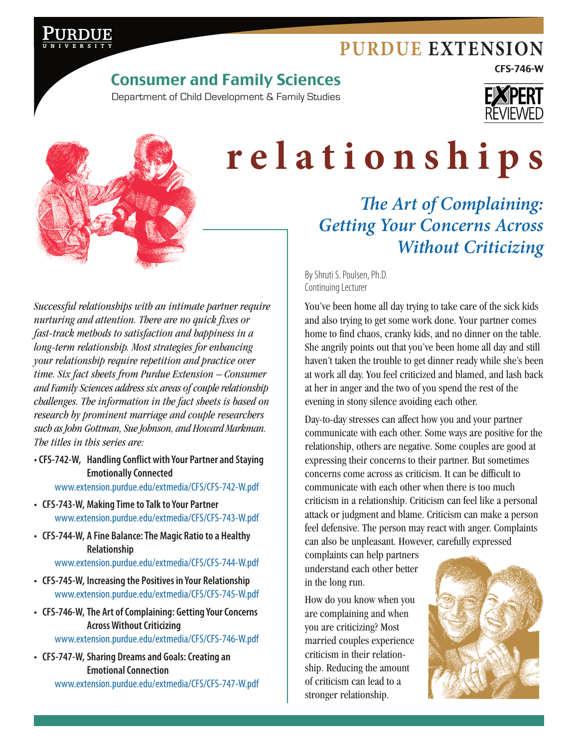PURDUE UNIVERSITY

# PURDUE EXTENSION

CFS-746-W

## Consumer and Family Sciences

Department of Child Development & Family Studies

EXPERT REVIEWED

# relationships

## *The Art of Complaining: Getting Your Concerns Across Without Criticizing*

*Successful relationships with an intimate partner require nurturing and attention. There are no quick fixes or fast-track methods to satisfaction and happiness in a long-term relationship. Most strategies for enhancing your relationship require repetition and practice over time. Six fact sheets from Purdue Extension – Consumer and Family Sciences address six areas of couple relationship challenges. The information in the fact sheets is based on research by prominent marriage and couple researchers such as John Gottman, Sue Johnson, and Howard Markman. The titles in this series are:*

- **CFS-742-W, Handling Conflict with Your Partner and Staying Emotionally Connected**
  www.extension.purdue.edu/extmedia/CFS/CFS-742-W.pdf
- **CFS-743-W, Making Time to Talk to Your Partner**
  www.extension.purdue.edu/extmedia/CFS/CFS-743-W.pdf
- **CFS-744-W, A Fine Balance: The Magic Ratio to a Healthy Relationship**
  www.extension.purdue.edu/extmedia/CFS/CFS-744-W.pdf
- **CFS-745-W, Increasing the Positives in Your Relationship**
  www.extension.purdue.edu/extmedia/CFS/CFS-745-W.pdf
- **CFS-746-W, The Art of Complaining: Getting Your Concerns Across Without Criticizing**
  www.extension.purdue.edu/extmedia/CFS/CFS-746-W.pdf
- **CFS-747-W, Sharing Dreams and Goals: Creating an Emotional Connection**
  www.extension.purdue.edu/extmedia/CFS/CFS-747-W.pdf

By Shruti S. Poulsen, Ph.D.
Continuing Lecturer

You've been home all day trying to take care of the sick kids and also trying to get some work done. Your partner comes home to find chaos, cranky kids, and no dinner on the table. She angrily points out that you've been home all day and still haven't taken the trouble to get dinner ready while she's been at work all day. You feel criticized and blamed, and lash back at her in anger and the two of you spend the rest of the evening in stony silence avoiding each other.

Day-to-day stresses can affect how you and your partner communicate with each other. Some ways are positive for the relationship, others are negative. Some couples are good at expressing their concerns to their partner. But sometimes concerns come across as criticism. It can be difficult to communicate with each other when there is too much criticism in a relationship. Criticism can feel like a personal attack or judgment and blame. Criticism can make a person feel defensive. The person may react with anger. Complaints can also be unpleasant. However, carefully expressed complaints can help partners understand each other better in the long run.

How do you know when you are complaining and when you are criticizing? Most married couples experience criticism in their relationship. Reducing the amount of criticism can lead to a stronger relationship.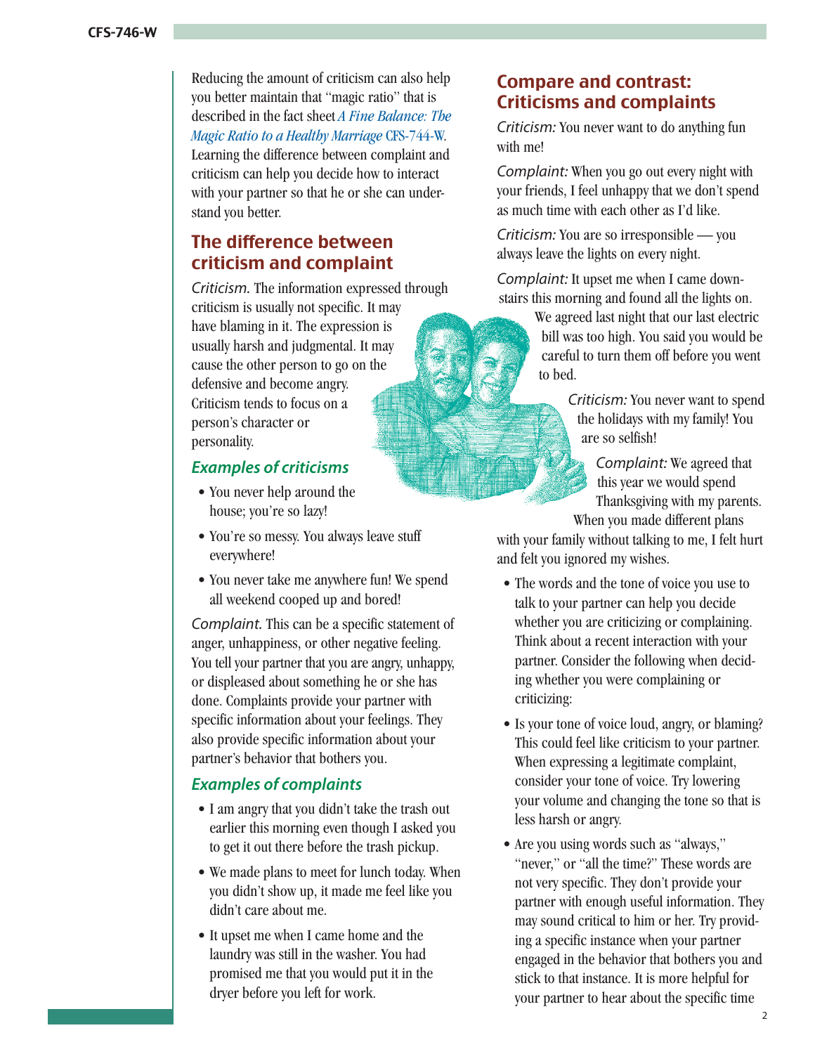Reducing the amount of criticism can also help you better maintain that "magic ratio" that is described in the fact sheet *A Fine Balance: The Magic Ratio to a Healthy Marriage* CFS-744-W. Learning the difference between complaint and criticism can help you decide how to interact with your partner so that he or she can understand you better.

## The difference between criticism and complaint

*Criticism.* The information expressed through criticism is usually not specific. It may have blaming in it. The expression is usually harsh and judgmental. It may cause the other person to go on the defensive and become angry. Criticism tends to focus on a person's character or personality.

### Examples of criticisms

- You never help around the house; you're so lazy!
- You're so messy. You always leave stuff everywhere!
- You never take me anywhere fun! We spend all weekend cooped up and bored!

*Complaint.* This can be a specific statement of anger, unhappiness, or other negative feeling. You tell your partner that you are angry, unhappy, or displeased about something he or she has done. Complaints provide your partner with specific information about your feelings. They also provide specific information about your partner's behavior that bothers you.

### Examples of complaints

- I am angry that you didn't take the trash out earlier this morning even though I asked you to get it out there before the trash pickup.
- We made plans to meet for lunch today. When you didn't show up, it made me feel like you didn't care about me.
- It upset me when I came home and the laundry was still in the washer. You had promised me that you would put it in the dryer before you left for work.

## Compare and contrast: Criticisms and complaints

*Criticism:* You never want to do anything fun with me!

*Complaint:* When you go out every night with your friends, I feel unhappy that we don't spend as much time with each other as I'd like.

*Criticism:* You are so irresponsible — you always leave the lights on every night.

*Complaint:* It upset me when I came downstairs this morning and found all the lights on. We agreed last night that our last electric bill was too high. You said you would be careful to turn them off before you went to bed.

*Criticism:* You never want to spend the holidays with my family! You are so selfish!

*Complaint:* We agreed that this year we would spend Thanksgiving with my parents. When you made different plans with your family without talking to me, I felt hurt and felt you ignored my wishes.

- The words and the tone of voice you use to talk to your partner can help you decide whether you are criticizing or complaining. Think about a recent interaction with your partner. Consider the following when deciding whether you were complaining or criticizing:
- Is your tone of voice loud, angry, or blaming? This could feel like criticism to your partner. When expressing a legitimate complaint, consider your tone of voice. Try lowering your volume and changing the tone so that is less harsh or angry.
- Are you using words such as "always," "never," or "all the time?" These words are not very specific. They don't provide your partner with enough useful information. They may sound critical to him or her. Try providing a specific instance when your partner engaged in the behavior that bothers you and stick to that instance. It is more helpful for your partner to hear about the specific time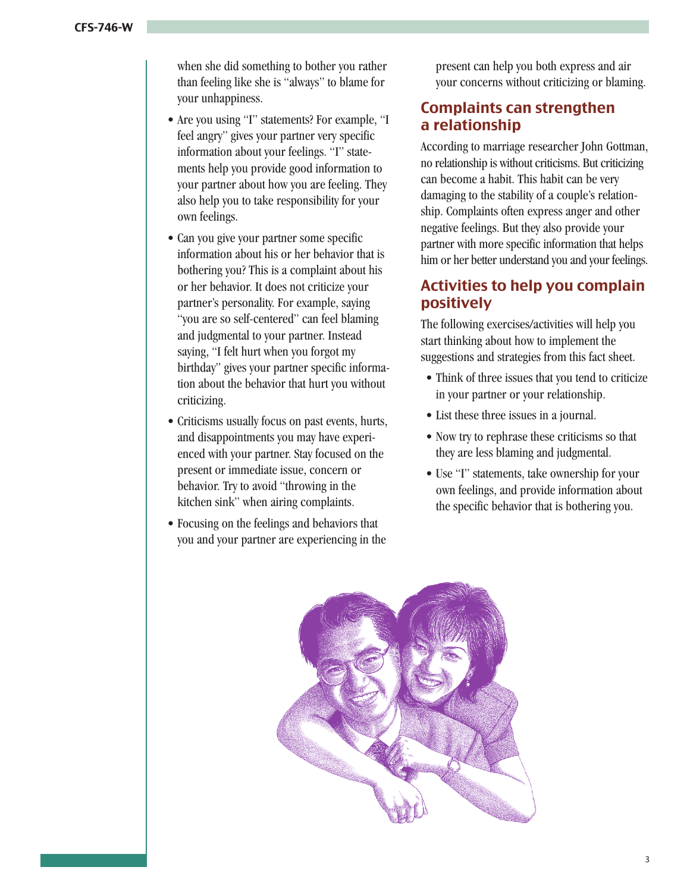when she did something to bother you rather than feeling like she is "always" to blame for your unhappiness.

- Are you using "I" statements? For example, "I feel angry" gives your partner very specific information about your feelings. "I" statements help you provide good information to your partner about how you are feeling. They also help you to take responsibility for your own feelings.
- Can you give your partner some specific information about his or her behavior that is bothering you? This is a complaint about his or her behavior. It does not criticize your partner's personality. For example, saying "you are so self-centered" can feel blaming and judgmental to your partner. Instead saying, "I felt hurt when you forgot my birthday" gives your partner specific information about the behavior that hurt you without criticizing.
- Criticisms usually focus on past events, hurts, and disappointments you may have experienced with your partner. Stay focused on the present or immediate issue, concern or behavior. Try to avoid "throwing in the kitchen sink" when airing complaints.
- Focusing on the feelings and behaviors that you and your partner are experiencing in the present can help you both express and air your concerns without criticizing or blaming.

## Complaints can strengthen a relationship

According to marriage researcher John Gottman, no relationship is without criticisms. But criticizing can become a habit. This habit can be very damaging to the stability of a couple's relationship. Complaints often express anger and other negative feelings. But they also provide your partner with more specific information that helps him or her better understand you and your feelings.

## Activities to help you complain positively

The following exercises/activities will help you start thinking about how to implement the suggestions and strategies from this fact sheet.

- Think of three issues that you tend to criticize in your partner or your relationship.
- List these three issues in a journal.
- Now try to rephrase these criticisms so that they are less blaming and judgmental.
- Use "I" statements, take ownership for your own feelings, and provide information about the specific behavior that is bothering you.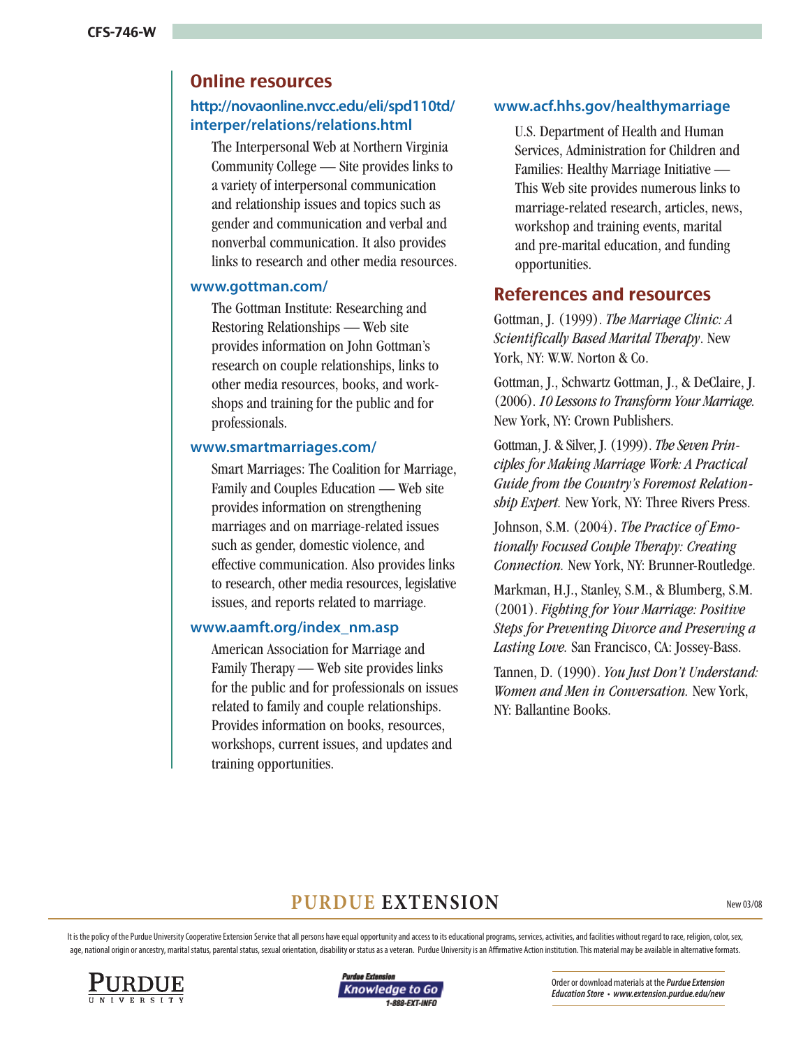## Online resources

**http://novaonline.nvcc.edu/eli/spd110td/interper/relations/relations.html**

The Interpersonal Web at Northern Virginia Community College — Site provides links to a variety of interpersonal communication and relationship issues and topics such as gender and communication and verbal and nonverbal communication. It also provides links to research and other media resources.

**www.gottman.com/**

The Gottman Institute: Researching and Restoring Relationships — Web site provides information on John Gottman's research on couple relationships, links to other media resources, books, and workshops and training for the public and for professionals.

**www.smartmarriages.com/**

Smart Marriages: The Coalition for Marriage, Family and Couples Education — Web site provides information on strengthening marriages and on marriage-related issues such as gender, domestic violence, and effective communication. Also provides links to research, other media resources, legislative issues, and reports related to marriage.

**www.aamft.org/index_nm.asp**

American Association for Marriage and Family Therapy — Web site provides links for the public and for professionals on issues related to family and couple relationships. Provides information on books, resources, workshops, current issues, and updates and training opportunities.

**www.acf.hhs.gov/healthymarriage**

U.S. Department of Health and Human Services, Administration for Children and Families: Healthy Marriage Initiative — This Web site provides numerous links to marriage-related research, articles, news, workshop and training events, marital and pre-marital education, and funding opportunities.

## References and resources

Gottman, J. (1999). *The Marriage Clinic: A Scientifically Based Marital Therapy*. New York, NY: W.W. Norton & Co.

Gottman, J., Schwartz Gottman, J., & DeClaire, J. (2006). *10 Lessons to Transform Your Marriage.* New York, NY: Crown Publishers.

Gottman, J. & Silver, J. (1999). *The Seven Principles for Making Marriage Work: A Practical Guide from the Country's Foremost Relationship Expert.* New York, NY: Three Rivers Press.

Johnson, S.M. (2004). *The Practice of Emotionally Focused Couple Therapy: Creating Connection.* New York, NY: Brunner-Routledge.

Markman, H.J., Stanley, S.M., & Blumberg, S.M. (2001). *Fighting for Your Marriage: Positive Steps for Preventing Divorce and Preserving a Lasting Love.* San Francisco, CA: Jossey-Bass.

Tannen, D. (1990). *You Just Don't Understand: Women and Men in Conversation.* New York, NY: Ballantine Books.

PURDUE EXTENSION

New 03/08

It is the policy of the Purdue University Cooperative Extension Service that all persons have equal opportunity and access to its educational programs, services, activities, and facilities without regard to race, religion, color, sex, age, national origin or ancestry, marital status, parental status, sexual orientation, disability or status as a veteran. Purdue University is an Affirmative Action institution. This material may be available in alternative formats.

Purdue Extension Knowledge to Go 1-888-EXT-INFO

Order or download materials at the *Purdue Extension Education Store • www.extension.purdue.edu/new*